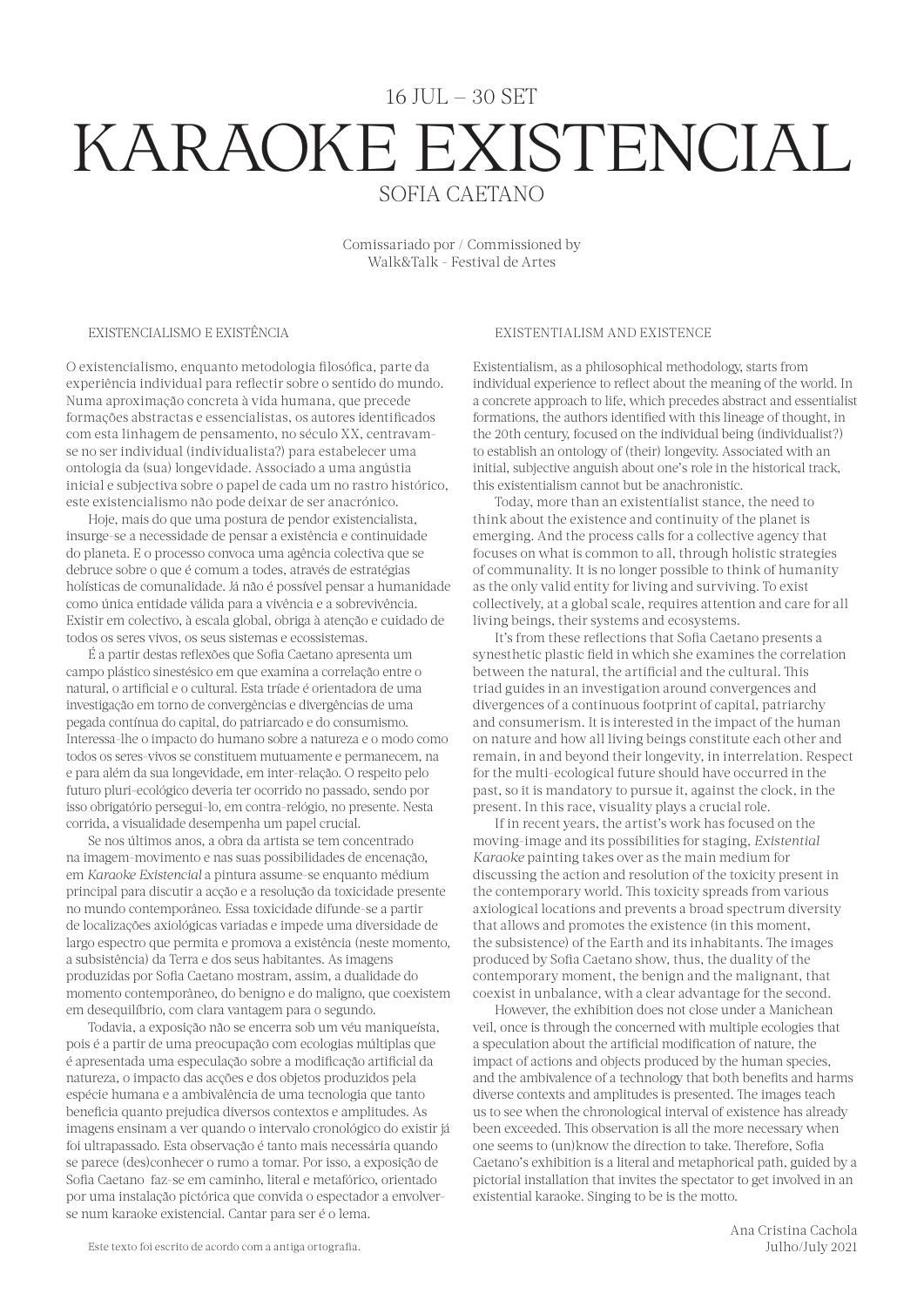16 JUL – 30 SET

# KARAOKE EXISTENCIAL

SOFIA CAETANO

Comissariado por / Commissioned by
Walk&Talk - Festival de Artes

## EXISTENCIALISMO E EXISTÊNCIA

O existencialismo, enquanto metodologia filosófica, parte da experiência individual para reflectir sobre o sentido do mundo. Numa aproximação concreta à vida humana, que precede formações abstractas e essencialistas, os autores identificados com esta linhagem de pensamento, no século XX, centravam-se no ser individual (individualista?) para estabelecer uma ontologia da (sua) longevidade. Associado a uma angústia inicial e subjectiva sobre o papel de cada um no rastro histórico, este existencialismo não pode deixar de ser anacrónico.

Hoje, mais do que uma postura de pendor existencialista, insurge-se a necessidade de pensar a existência e continuidade do planeta. E o processo convoca uma agência colectiva que se debruce sobre o que é comum a todos, através de estratégias holísticas de comunalidade. Já não é possível pensar a humanidade como única entidade válida para a vivência e a sobrevivência. Existir em colectivo, à escala global, obriga à atenção e cuidado de todos os seres vivos, os seus sistemas e ecossistemas.

É a partir destas reflexões que Sofia Caetano apresenta um campo plástico sinestésico em que examina a correlação entre o natural, o artificial e o cultural. Esta tríade é orientadora de uma investigação em torno de convergências e divergências de uma pegada contínua do capital, do patriarcado e do consumismo. Interessa-lhe o impacto do humano sobre a natureza e o modo como todos os seres-vivos se constituem mutuamente e permanecem, na e para além da sua longevidade, em inter-relação. O respeito pelo futuro pluri-ecológico deveria ter ocorrido no passado, sendo por isso obrigatório persegui-lo, em contra-relógio, no presente. Nesta corrida, a visualidade desempenha um papel crucial.

Se nos últimos anos, a obra da artista se tem concentrado na imagem-movimento e nas suas possibilidades de encenação, em *Karaoke Existencial* a pintura assume-se enquanto médium principal para discutir a acção e a resolução da toxicidade presente no mundo contemporâneo. Essa toxicidade difunde-se a partir de localizações axiológicas variadas e impede uma diversidade de largo espectro que permita e promova a existência (neste momento, a subsistência) da Terra e dos seus habitantes. As imagens produzidas por Sofia Caetano mostram, assim, a dualidade do momento contemporâneo, do benigno e do maligno, que coexistem em desequilíbrio, com clara vantagem para o segundo.

Todavia, a exposição não se encerra sob um véu maniqueísta, pois é a partir de uma preocupação com ecologias múltiplas que é apresentada uma especulação sobre a modificação artificial da natureza, o impacto das acções e dos objetos produzidos pela espécie humana e a ambivalência de uma tecnologia que tanto beneficia quanto prejudica diversos contextos e amplitudes. As imagens ensinam a ver quando o intervalo cronológico do existir já foi ultrapassado. Esta observação é tanto mais necessária quando se parece (des)conhecer o rumo a tomar. Por isso, a exposição de Sofia Caetano faz-se em caminho, literal e metafórico, orientado por uma instalação pictórica que convida o espectador a envolver-se num karaoke existencial. Cantar para ser é o lema.

Este texto foi escrito de acordo com a antiga ortografia.

## EXISTENTIALISM AND EXISTENCE

Existentialism, as a philosophical methodology, starts from individual experience to reflect about the meaning of the world. In a concrete approach to life, which precedes abstract and essentialist formations, the authors identified with this lineage of thought, in the 20th century, focused on the individual being (individualist?) to establish an ontology of (their) longevity. Associated with an initial, subjective anguish about one's role in the historical track, this existentialism cannot but be anachronistic.

Today, more than an existentialist stance, the need to think about the existence and continuity of the planet is emerging. And the process calls for a collective agency that focuses on what is common to all, through holistic strategies of communality. It is no longer possible to think of humanity as the only valid entity for living and surviving. To exist collectively, at a global scale, requires attention and care for all living beings, their systems and ecosystems.

It's from these reflections that Sofia Caetano presents a synesthetic plastic field in which she examines the correlation between the natural, the artificial and the cultural. This triad guides in an investigation around convergences and divergences of a continuous footprint of capital, patriarchy and consumerism. It is interested in the impact of the human on nature and how all living beings constitute each other and remain, in and beyond their longevity, in interrelation. Respect for the multi-ecological future should have occurred in the past, so it is mandatory to pursue it, against the clock, in the present. In this race, visuality plays a crucial role.

If in recent years, the artist's work has focused on the moving-image and its possibilities for staging, *Existential Karaoke* painting takes over as the main medium for discussing the action and resolution of the toxicity present in the contemporary world. This toxicity spreads from various axiological locations and prevents a broad spectrum diversity that allows and promotes the existence (in this moment, the subsistence) of the Earth and its inhabitants. The images produced by Sofia Caetano show, thus, the duality of the contemporary moment, the benign and the malignant, that coexist in unbalance, with a clear advantage for the second.

However, the exhibition does not close under a Manichean veil, once is through the concerned with multiple ecologies that a speculation about the artificial modification of nature, the impact of actions and objects produced by the human species, and the ambivalence of a technology that both benefits and harms diverse contexts and amplitudes is presented. The images teach us to see when the chronological interval of existence has already been exceeded. This observation is all the more necessary when one seems to (un)know the direction to take. Therefore, Sofia Caetano's exhibition is a literal and metaphorical path, guided by a pictorial installation that invites the spectator to get involved in an existential karaoke. Singing to be is the motto.

Ana Cristina Cachola
Julho/July 2021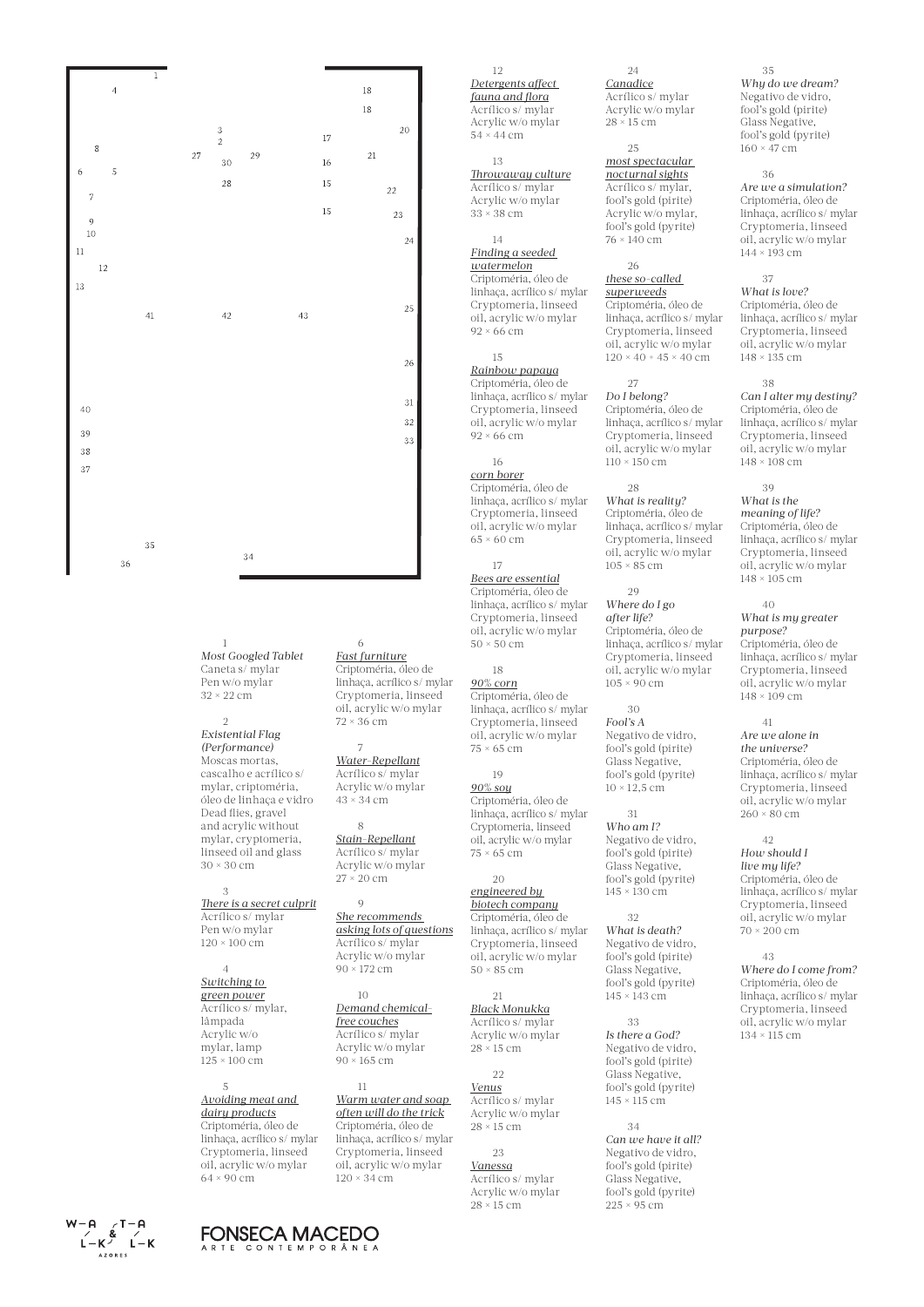1
*Most Googled Tablet*
Caneta s/ mylar
Pen w/o mylar
32 × 22 cm

2
*Existential Flag (Performance)*
Moscas mortas, cascalho e acrílico s/ mylar, criptoméria, óleo de linhaça e vidro
Dead flies, gravel and acrylic without mylar, cryptomeria, linseed oil and glass
30 × 30 cm

3
*There is a secret culprit*
Acrílico s/ mylar
Pen w/o mylar
120 × 100 cm

4
*Switching to green power*
Acrílico s/ mylar, lâmpada
Acrylic w/o mylar, lamp
125 × 100 cm

5
*Avoiding meat and dairy products*
Criptoméria, óleo de linhaça, acrílico s/ mylar
Cryptomeria, linseed oil, acrylic w/o mylar
64 × 90 cm

6
*Fast furniture*
Criptoméria, óleo de linhaça, acrílico s/ mylar
Cryptomeria, linseed oil, acrylic w/o mylar
72 × 36 cm

7
*Water-Repellant*
Acrílico s/ mylar
Acrylic w/o mylar
43 × 34 cm

8
*Stain-Repellant*
Acrílico s/ mylar
Acrylic w/o mylar
27 × 20 cm

9
*She recommends asking lots of questions*
Acrílico s/ mylar
Acrylic w/o mylar
90 × 172 cm

10
*Demand chemical-free couches*
Acrílico s/ mylar
Acrylic w/o mylar
90 × 165 cm

11
*Warm water and soap often will do the trick*
Criptoméria, óleo de linhaça, acrílico s/ mylar
Cryptomeria, linseed oil, acrylic w/o mylar
120 × 34 cm

12
*Detergents affect fauna and flora*
Acrílico s/ mylar
Acrylic w/o mylar
54 × 44 cm

13
*Throwaway culture*
Acrílico s/ mylar
Acrylic w/o mylar
33 × 38 cm

14
*Finding a seeded watermelon*
Criptoméria, óleo de linhaça, acrílico s/ mylar
Cryptomeria, linseed oil, acrylic w/o mylar
92 × 66 cm

15
*Rainbow papaya*
Criptoméria, óleo de linhaça, acrílico s/ mylar
Cryptomeria, linseed oil, acrylic w/o mylar
92 × 66 cm

16
*corn borer*
Criptoméria, óleo de linhaça, acrílico s/ mylar
Cryptomeria, linseed oil, acrylic w/o mylar
65 × 60 cm

17
*Bees are essential*
Criptoméria, óleo de linhaça, acrílico s/ mylar
Cryptomeria, linseed oil, acrylic w/o mylar
50 × 50 cm

18
*90% corn*
Criptoméria, óleo de linhaça, acrílico s/ mylar
Cryptomeria, linseed oil, acrylic w/o mylar
75 × 65 cm

19
*90% soy*
Criptoméria, óleo de linhaça, acrílico s/ mylar
Cryptomeria, linseed oil, acrylic w/o mylar
75 × 65 cm

20
*engineered by biotech company*
Criptoméria, óleo de linhaça, acrílico s/ mylar
Cryptomeria, linseed oil, acrylic w/o mylar
50 × 85 cm

21
*Black Monukka*
Acrílico s/ mylar
Acrylic w/o mylar
28 × 15 cm

22
*Venus*
Acrílico s/ mylar
Acrylic w/o mylar
28 × 15 cm

23
*Vanessa*
Acrílico s/ mylar
Acrylic w/o mylar
28 × 15 cm

24
*Canadice*
Acrílico s/ mylar
Acrylic w/o mylar
28 × 15 cm

25
*most spectacular nocturnal sights*
Acrílico s/ mylar, fool's gold (pirite)
Acrylic w/o mylar, fool's gold (pyrite)
76 × 140 cm

26
*these so-called superweeds*
Criptoméria, óleo de linhaça, acrílico s/ mylar
Cryptomeria, linseed oil, acrylic w/o mylar
120 × 40 + 45 × 40 cm

27
*Do I belong?*
Criptoméria, óleo de linhaça, acrílico s/ mylar
Cryptomeria, linseed oil, acrylic w/o mylar
110 × 150 cm

28
*What is reality?*
Criptoméria, óleo de linhaça, acrílico s/ mylar
Cryptomeria, linseed oil, acrylic w/o mylar
105 × 85 cm

29
*Where do I go after life?*
Criptoméria, óleo de linhaça, acrílico s/ mylar
Cryptomeria, linseed oil, acrylic w/o mylar
105 × 90 cm

30
*Fool's A*
Negativo de vidro, fool's gold (pirite)
Glass Negative, fool's gold (pyrite)
10 × 12,5 cm

31
*Who am I?*
Negativo de vidro, fool's gold (pirite)
Glass Negative, fool's gold (pyrite)
145 × 130 cm

32
*What is death?*
Negativo de vidro, fool's gold (pirite)
Glass Negative, fool's gold (pyrite)
145 × 143 cm

33
*Is there a God?*
Negativo de vidro, fool's gold (pirite)
Glass Negative, fool's gold (pyrite)
145 × 115 cm

34
*Can we have it all?*
Negativo de vidro, fool's gold (pirite)
Glass Negative, fool's gold (pyrite)
225 × 95 cm

35
*Why do we dream?*
Negativo de vidro, fool's gold (pirite)
Glass Negative, fool's gold (pyrite)
160 × 47 cm

36
*Are we a simulation?*
Criptoméria, óleo de linhaça, acrílico s/ mylar
Cryptomeria, linseed oil, acrylic w/o mylar
144 × 193 cm

37
*What is love?*
Criptoméria, óleo de linhaça, acrílico s/ mylar
Cryptomeria, linseed oil, acrylic w/o mylar
148 × 135 cm

38
*Can I alter my destiny?*
Criptoméria, óleo de linhaça, acrílico s/ mylar
Cryptomeria, linseed oil, acrylic w/o mylar
148 × 108 cm

39
*What is the meaning of life?*
Criptoméria, óleo de linhaça, acrílico s/ mylar
Cryptomeria, linseed oil, acrylic w/o mylar
148 × 105 cm

40
*What is my greater purpose?*
Criptoméria, óleo de linhaça, acrílico s/ mylar
Cryptomeria, linseed oil, acrylic w/o mylar
148 × 109 cm

41
*Are we alone in the universe?*
Criptoméria, óleo de linhaça, acrílico s/ mylar
Cryptomeria, linseed oil, acrylic w/o mylar
260 × 80 cm

42
*How should I live my life?*
Criptoméria, óleo de linhaça, acrílico s/ mylar
Cryptomeria, linseed oil, acrylic w/o mylar
70 × 200 cm

43
*Where do I come from?*
Criptoméria, óleo de linhaça, acrílico s/ mylar
Cryptomeria, linseed oil, acrylic w/o mylar
134 × 115 cm

W-A T-A & L-K L-K AZORES

FONSECA MACEDO
ARTE CONTEMPORÂNEA